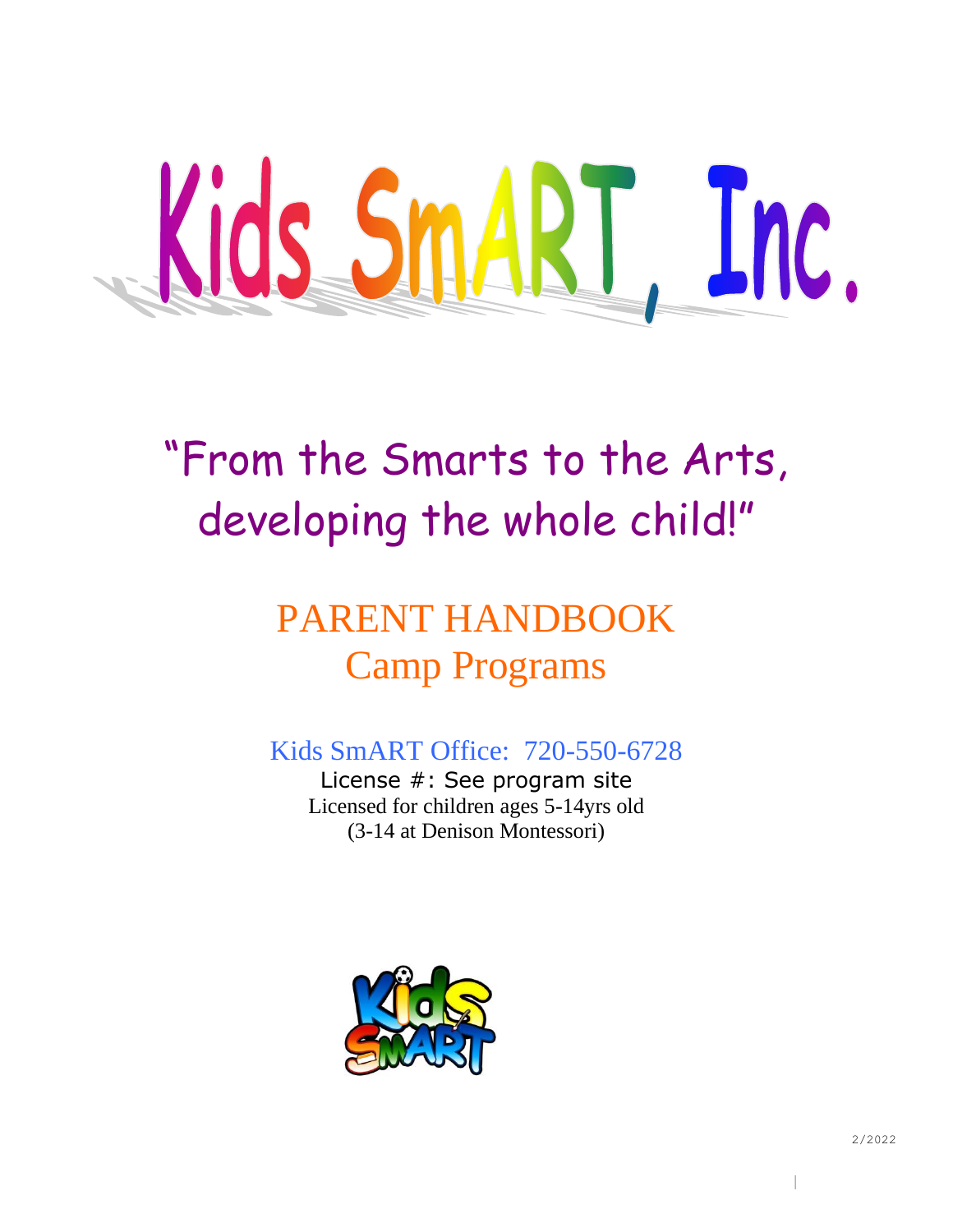# Kids SmART, Inc.

"From the Smarts to the Arts, developing the whole child!"

## PARENT HANDBOOK
## Camp Programs

Kids SmART Office: 720-550-6728

License #: See program site

Licensed for children ages 5-14yrs old

(3-14 at Denison Montessori)

2/2022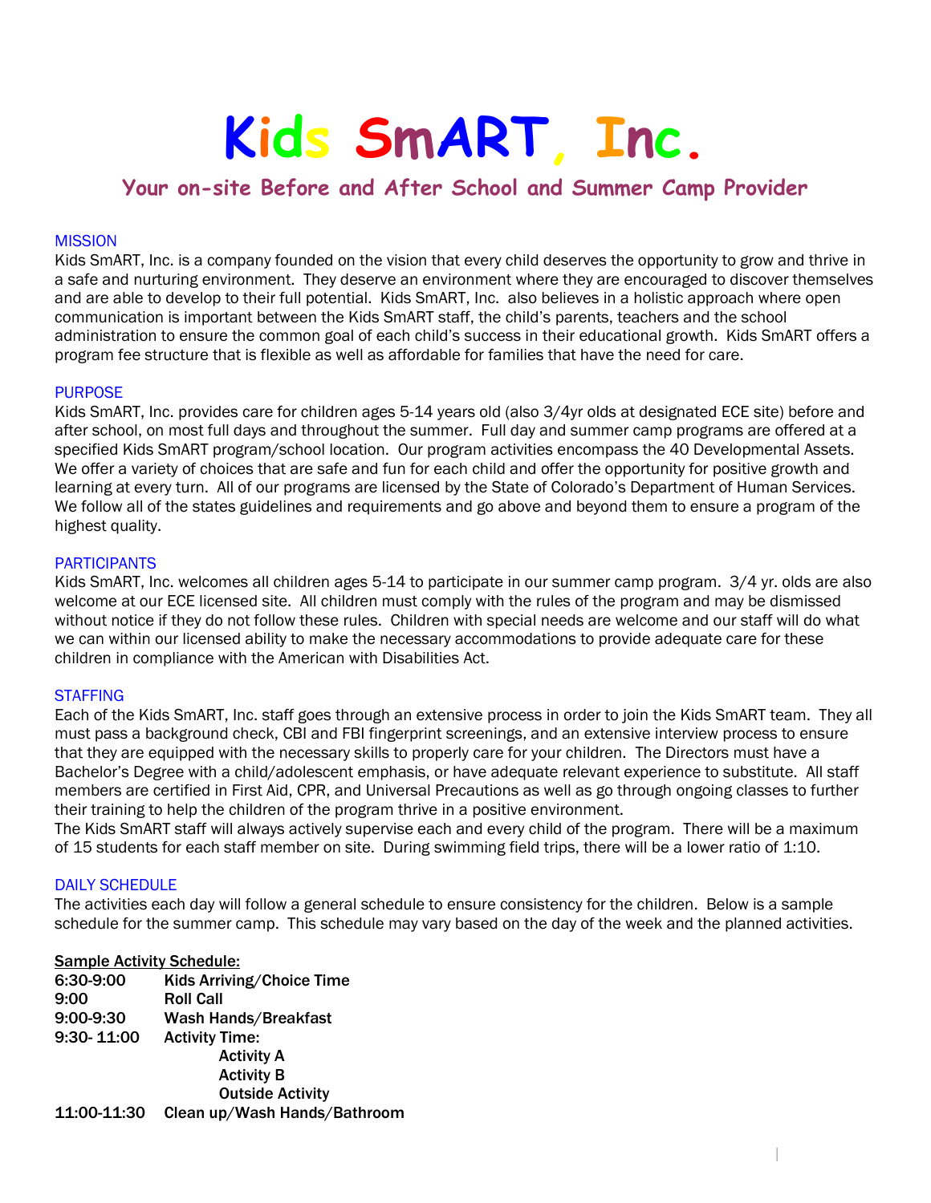# Kids SmART, Inc.

## Your on-site Before and After School and Summer Camp Provider

### MISSION

Kids SmART, Inc. is a company founded on the vision that every child deserves the opportunity to grow and thrive in a safe and nurturing environment. They deserve an environment where they are encouraged to discover themselves and are able to develop to their full potential. Kids SmART, Inc. also believes in a holistic approach where open communication is important between the Kids SmART staff, the child's parents, teachers and the school administration to ensure the common goal of each child's success in their educational growth. Kids SmART offers a program fee structure that is flexible as well as affordable for families that have the need for care.

### PURPOSE

Kids SmART, Inc. provides care for children ages 5-14 years old (also 3/4yr olds at designated ECE site) before and after school, on most full days and throughout the summer. Full day and summer camp programs are offered at a specified Kids SmART program/school location. Our program activities encompass the 40 Developmental Assets. We offer a variety of choices that are safe and fun for each child and offer the opportunity for positive growth and learning at every turn. All of our programs are licensed by the State of Colorado's Department of Human Services. We follow all of the states guidelines and requirements and go above and beyond them to ensure a program of the highest quality.

### PARTICIPANTS

Kids SmART, Inc. welcomes all children ages 5-14 to participate in our summer camp program. 3/4 yr. olds are also welcome at our ECE licensed site. All children must comply with the rules of the program and may be dismissed without notice if they do not follow these rules. Children with special needs are welcome and our staff will do what we can within our licensed ability to make the necessary accommodations to provide adequate care for these children in compliance with the American with Disabilities Act.

### STAFFING

Each of the Kids SmART, Inc. staff goes through an extensive process in order to join the Kids SmART team. They all must pass a background check, CBI and FBI fingerprint screenings, and an extensive interview process to ensure that they are equipped with the necessary skills to properly care for your children. The Directors must have a Bachelor's Degree with a child/adolescent emphasis, or have adequate relevant experience to substitute. All staff members are certified in First Aid, CPR, and Universal Precautions as well as go through ongoing classes to further their training to help the children of the program thrive in a positive environment.

The Kids SmART staff will always actively supervise each and every child of the program. There will be a maximum of 15 students for each staff member on site. During swimming field trips, there will be a lower ratio of 1:10.

### DAILY SCHEDULE

The activities each day will follow a general schedule to ensure consistency for the children. Below is a sample schedule for the summer camp. This schedule may vary based on the day of the week and the planned activities.

**Sample Activity Schedule:**

| | |
|---|---|
| **6:30-9:00** | **Kids Arriving/Choice Time** |
| **9:00** | **Roll Call** |
| **9:00-9:30** | **Wash Hands/Breakfast** |
| **9:30- 11:00** | **Activity Time:** |
| | **Activity A** |
| | **Activity B** |
| | **Outside Activity** |
| **11:00-11:30** | **Clean up/Wash Hands/Bathroom** |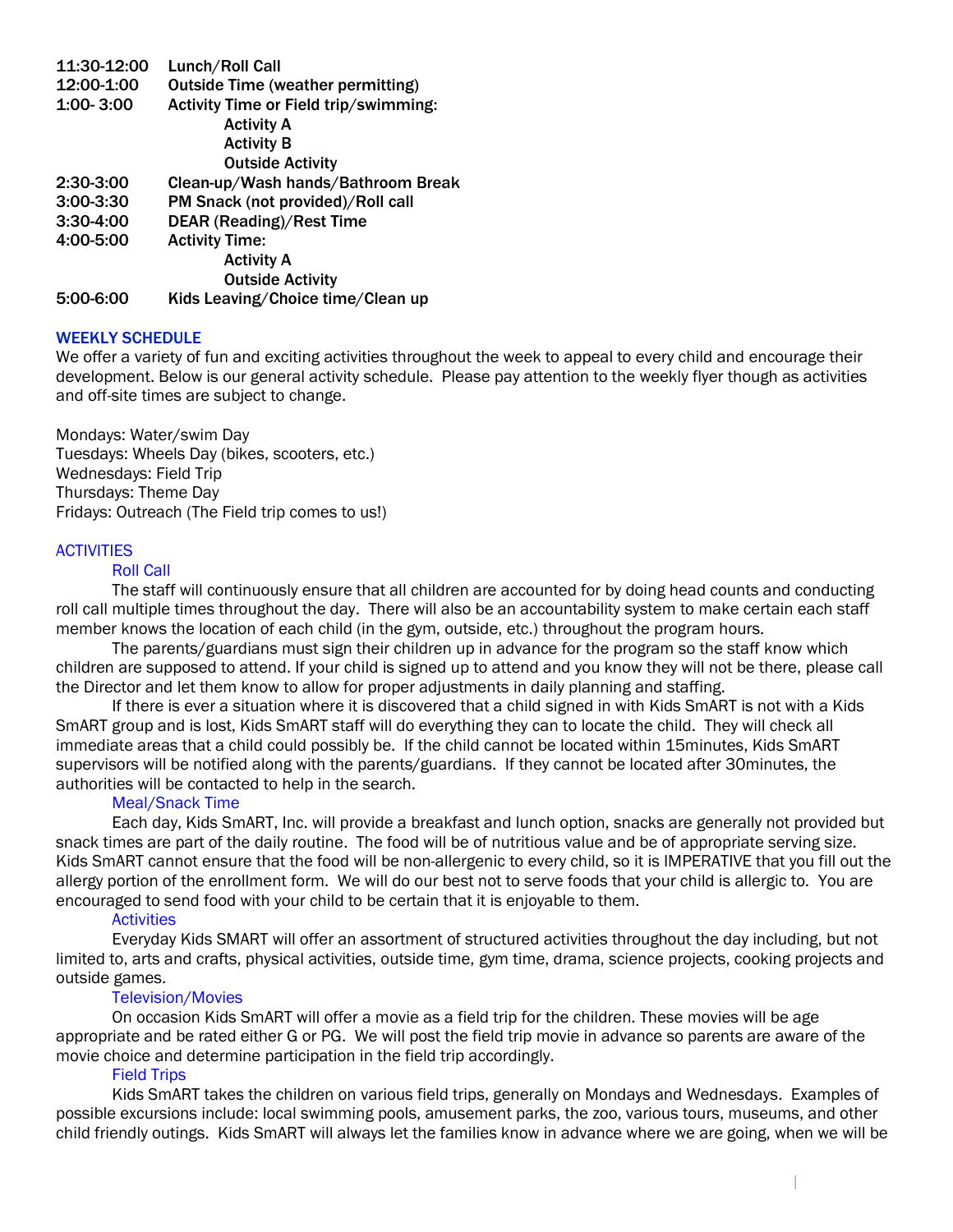**11:30-12:00** **Lunch/Roll Call**
**12:00-1:00** **Outside Time (weather permitting)**
**1:00- 3:00** **Activity Time or Field trip/swimming:**
- **Activity A**
- **Activity B**
- **Outside Activity**

**2:30-3:00** **Clean-up/Wash hands/Bathroom Break**
**3:00-3:30** **PM Snack (not provided)/Roll call**
**3:30-4:00** **DEAR (Reading)/Rest Time**
**4:00-5:00** **Activity Time:**
- **Activity A**
- **Outside Activity**

**5:00-6:00** **Kids Leaving/Choice time/Clean up**

## WEEKLY SCHEDULE

We offer a variety of fun and exciting activities throughout the week to appeal to every child and encourage their development. Below is our general activity schedule. Please pay attention to the weekly flyer though as activities and off-site times are subject to change.

Mondays: Water/swim Day
Tuesdays: Wheels Day (bikes, scooters, etc.)
Wednesdays: Field Trip
Thursdays: Theme Day
Fridays: Outreach (The Field trip comes to us!)

## ACTIVITIES

### Roll Call

The staff will continuously ensure that all children are accounted for by doing head counts and conducting roll call multiple times throughout the day. There will also be an accountability system to make certain each staff member knows the location of each child (in the gym, outside, etc.) throughout the program hours.

The parents/guardians must sign their children up in advance for the program so the staff know which children are supposed to attend. If your child is signed up to attend and you know they will not be there, please call the Director and let them know to allow for proper adjustments in daily planning and staffing.

If there is ever a situation where it is discovered that a child signed in with Kids SmART is not with a Kids SmART group and is lost, Kids SmART staff will do everything they can to locate the child. They will check all immediate areas that a child could possibly be. If the child cannot be located within 15minutes, Kids SmART supervisors will be notified along with the parents/guardians. If they cannot be located after 30minutes, the authorities will be contacted to help in the search.

### Meal/Snack Time

Each day, Kids SmART, Inc. will provide a breakfast and lunch option, snacks are generally not provided but snack times are part of the daily routine. The food will be of nutritious value and be of appropriate serving size. Kids SmART cannot ensure that the food will be non-allergenic to every child, so it is IMPERATIVE that you fill out the allergy portion of the enrollment form. We will do our best not to serve foods that your child is allergic to. You are encouraged to send food with your child to be certain that it is enjoyable to them.

### Activities

Everyday Kids SMART will offer an assortment of structured activities throughout the day including, but not limited to, arts and crafts, physical activities, outside time, gym time, drama, science projects, cooking projects and outside games.

### Television/Movies

On occasion Kids SmART will offer a movie as a field trip for the children. These movies will be age appropriate and be rated either G or PG. We will post the field trip movie in advance so parents are aware of the movie choice and determine participation in the field trip accordingly.

### Field Trips

Kids SmART takes the children on various field trips, generally on Mondays and Wednesdays. Examples of possible excursions include: local swimming pools, amusement parks, the zoo, various tours, museums, and other child friendly outings. Kids SmART will always let the families know in advance where we are going, when we will be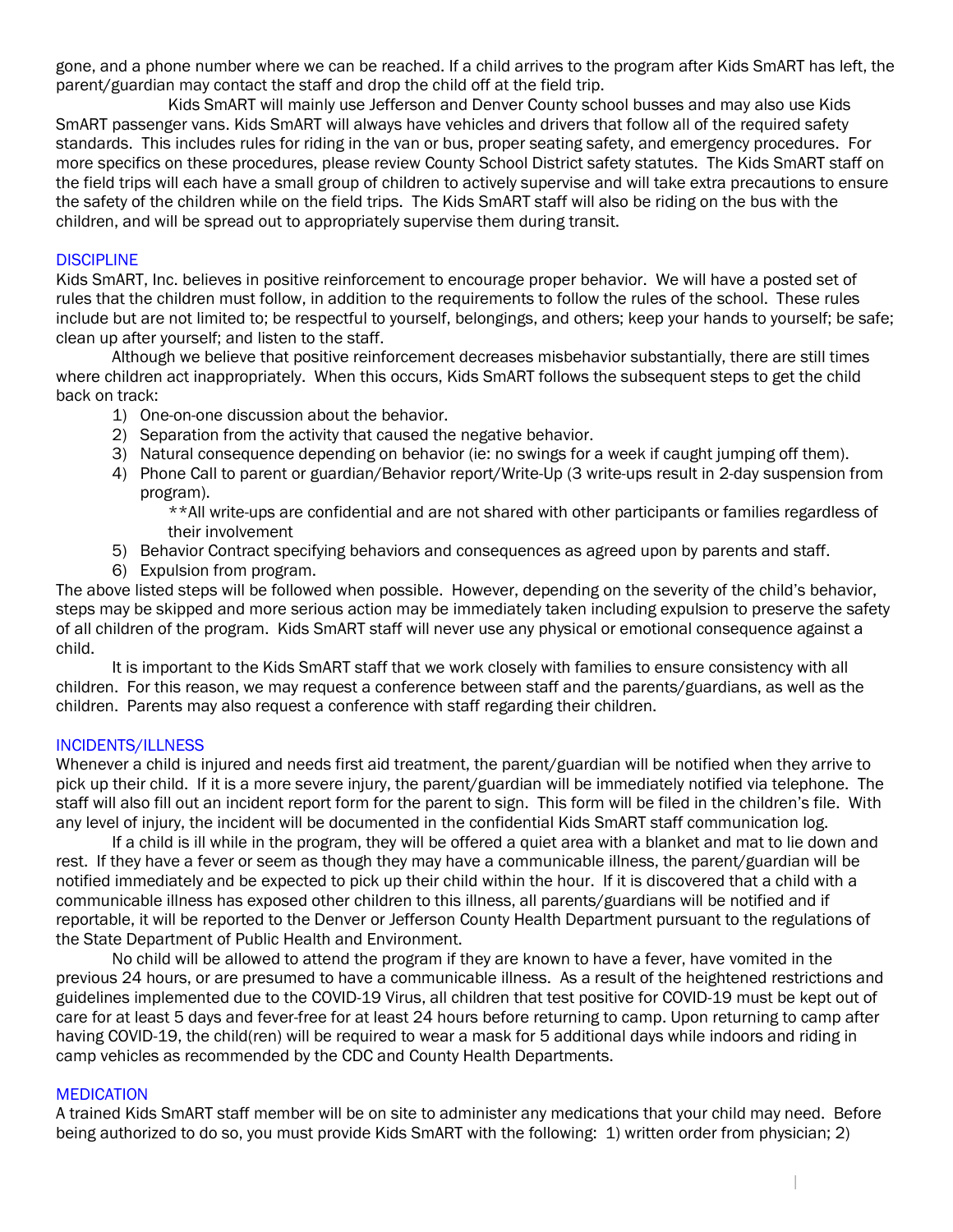gone, and a phone number where we can be reached. If a child arrives to the program after Kids SmART has left, the parent/guardian may contact the staff and drop the child off at the field trip.

Kids SmART will mainly use Jefferson and Denver County school busses and may also use Kids SmART passenger vans. Kids SmART will always have vehicles and drivers that follow all of the required safety standards. This includes rules for riding in the van or bus, proper seating safety, and emergency procedures. For more specifics on these procedures, please review County School District safety statutes. The Kids SmART staff on the field trips will each have a small group of children to actively supervise and will take extra precautions to ensure the safety of the children while on the field trips. The Kids SmART staff will also be riding on the bus with the children, and will be spread out to appropriately supervise them during transit.

## DISCIPLINE

Kids SmART, Inc. believes in positive reinforcement to encourage proper behavior. We will have a posted set of rules that the children must follow, in addition to the requirements to follow the rules of the school. These rules include but are not limited to; be respectful to yourself, belongings, and others; keep your hands to yourself; be safe; clean up after yourself; and listen to the staff.

Although we believe that positive reinforcement decreases misbehavior substantially, there are still times where children act inappropriately. When this occurs, Kids SmART follows the subsequent steps to get the child back on track:

1) One-on-one discussion about the behavior.
2) Separation from the activity that caused the negative behavior.
3) Natural consequence depending on behavior (ie: no swings for a week if caught jumping off them).
4) Phone Call to parent or guardian/Behavior report/Write-Up (3 write-ups result in 2-day suspension from program).

   **All write-ups are confidential and are not shared with other participants or families regardless of their involvement
5) Behavior Contract specifying behaviors and consequences as agreed upon by parents and staff.
6) Expulsion from program.

The above listed steps will be followed when possible. However, depending on the severity of the child's behavior, steps may be skipped and more serious action may be immediately taken including expulsion to preserve the safety of all children of the program. Kids SmART staff will never use any physical or emotional consequence against a child.

It is important to the Kids SmART staff that we work closely with families to ensure consistency with all children. For this reason, we may request a conference between staff and the parents/guardians, as well as the children. Parents may also request a conference with staff regarding their children.

## INCIDENTS/ILLNESS

Whenever a child is injured and needs first aid treatment, the parent/guardian will be notified when they arrive to pick up their child. If it is a more severe injury, the parent/guardian will be immediately notified via telephone. The staff will also fill out an incident report form for the parent to sign. This form will be filed in the children's file. With any level of injury, the incident will be documented in the confidential Kids SmART staff communication log.

If a child is ill while in the program, they will be offered a quiet area with a blanket and mat to lie down and rest. If they have a fever or seem as though they may have a communicable illness, the parent/guardian will be notified immediately and be expected to pick up their child within the hour. If it is discovered that a child with a communicable illness has exposed other children to this illness, all parents/guardians will be notified and if reportable, it will be reported to the Denver or Jefferson County Health Department pursuant to the regulations of the State Department of Public Health and Environment.

No child will be allowed to attend the program if they are known to have a fever, have vomited in the previous 24 hours, or are presumed to have a communicable illness. As a result of the heightened restrictions and guidelines implemented due to the COVID-19 Virus, all children that test positive for COVID-19 must be kept out of care for at least 5 days and fever-free for at least 24 hours before returning to camp. Upon returning to camp after having COVID-19, the child(ren) will be required to wear a mask for 5 additional days while indoors and riding in camp vehicles as recommended by the CDC and County Health Departments.

## MEDICATION

A trained Kids SmART staff member will be on site to administer any medications that your child may need. Before being authorized to do so, you must provide Kids SmART with the following: 1) written order from physician; 2)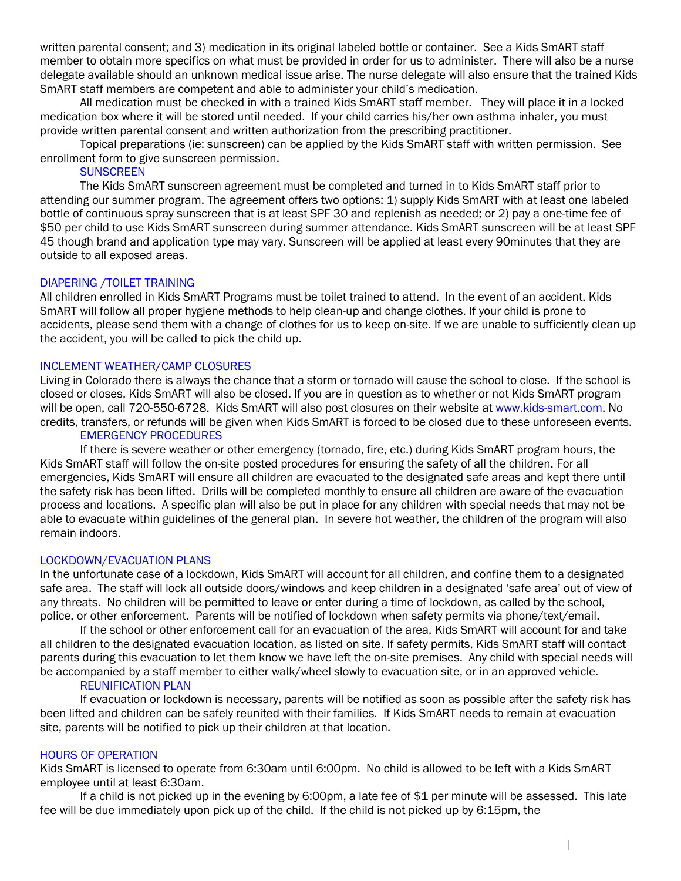written parental consent; and 3) medication in its original labeled bottle or container. See a Kids SmART staff member to obtain more specifics on what must be provided in order for us to administer. There will also be a nurse delegate available should an unknown medical issue arise. The nurse delegate will also ensure that the trained Kids SmART staff members are competent and able to administer your child's medication.

All medication must be checked in with a trained Kids SmART staff member. They will place it in a locked medication box where it will be stored until needed. If your child carries his/her own asthma inhaler, you must provide written parental consent and written authorization from the prescribing practitioner.

Topical preparations (ie: sunscreen) can be applied by the Kids SmART staff with written permission. See enrollment form to give sunscreen permission.

### SUNSCREEN

The Kids SmART sunscreen agreement must be completed and turned in to Kids SmART staff prior to attending our summer program. The agreement offers two options: 1) supply Kids SmART with at least one labeled bottle of continuous spray sunscreen that is at least SPF 30 and replenish as needed; or 2) pay a one-time fee of $50 per child to use Kids SmART sunscreen during summer attendance. Kids SmART sunscreen will be at least SPF 45 though brand and application type may vary. Sunscreen will be applied at least every 90minutes that they are outside to all exposed areas.

## DIAPERING /TOILET TRAINING

All children enrolled in Kids SmART Programs must be toilet trained to attend. In the event of an accident, Kids SmART will follow all proper hygiene methods to help clean-up and change clothes. If your child is prone to accidents, please send them with a change of clothes for us to keep on-site. If we are unable to sufficiently clean up the accident, you will be called to pick the child up.

## INCLEMENT WEATHER/CAMP CLOSURES

Living in Colorado there is always the chance that a storm or tornado will cause the school to close. If the school is closed or closes, Kids SmART will also be closed. If you are in question as to whether or not Kids SmART program will be open, call 720-550-6728. Kids SmART will also post closures on their website at www.kids-smart.com. No credits, transfers, or refunds will be given when Kids SmART is forced to be closed due to these unforeseen events.

### EMERGENCY PROCEDURES

If there is severe weather or other emergency (tornado, fire, etc.) during Kids SmART program hours, the Kids SmART staff will follow the on-site posted procedures for ensuring the safety of all the children. For all emergencies, Kids SmART will ensure all children are evacuated to the designated safe areas and kept there until the safety risk has been lifted. Drills will be completed monthly to ensure all children are aware of the evacuation process and locations. A specific plan will also be put in place for any children with special needs that may not be able to evacuate within guidelines of the general plan. In severe hot weather, the children of the program will also remain indoors.

## LOCKDOWN/EVACUATION PLANS

In the unfortunate case of a lockdown, Kids SmART will account for all children, and confine them to a designated safe area. The staff will lock all outside doors/windows and keep children in a designated 'safe area' out of view of any threats. No children will be permitted to leave or enter during a time of lockdown, as called by the school, police, or other enforcement. Parents will be notified of lockdown when safety permits via phone/text/email.

If the school or other enforcement call for an evacuation of the area, Kids SmART will account for and take all children to the designated evacuation location, as listed on site. If safety permits, Kids SmART staff will contact parents during this evacuation to let them know we have left the on-site premises. Any child with special needs will be accompanied by a staff member to either walk/wheel slowly to evacuation site, or in an approved vehicle.

### REUNIFICATION PLAN

If evacuation or lockdown is necessary, parents will be notified as soon as possible after the safety risk has been lifted and children can be safely reunited with their families. If Kids SmART needs to remain at evacuation site, parents will be notified to pick up their children at that location.

## HOURS OF OPERATION

Kids SmART is licensed to operate from 6:30am until 6:00pm. No child is allowed to be left with a Kids SmART employee until at least 6:30am.

If a child is not picked up in the evening by 6:00pm, a late fee of $1 per minute will be assessed. This late fee will be due immediately upon pick up of the child. If the child is not picked up by 6:15pm, the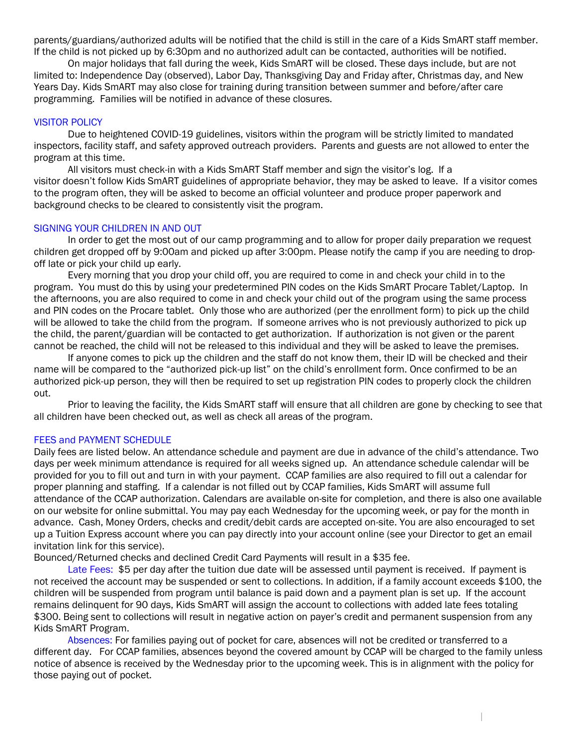parents/guardians/authorized adults will be notified that the child is still in the care of a Kids SmART staff member. If the child is not picked up by 6:30pm and no authorized adult can be contacted, authorities will be notified.

On major holidays that fall during the week, Kids SmART will be closed. These days include, but are not limited to: Independence Day (observed), Labor Day, Thanksgiving Day and Friday after, Christmas day, and New Years Day. Kids SmART may also close for training during transition between summer and before/after care programming. Families will be notified in advance of these closures.

## VISITOR POLICY

Due to heightened COVID-19 guidelines, visitors within the program will be strictly limited to mandated inspectors, facility staff, and safety approved outreach providers. Parents and guests are not allowed to enter the program at this time.

All visitors must check-in with a Kids SmART Staff member and sign the visitor's log. If a visitor doesn't follow Kids SmART guidelines of appropriate behavior, they may be asked to leave. If a visitor comes to the program often, they will be asked to become an official volunteer and produce proper paperwork and background checks to be cleared to consistently visit the program.

## SIGNING YOUR CHILDREN IN AND OUT

In order to get the most out of our camp programming and to allow for proper daily preparation we request children get dropped off by 9:00am and picked up after 3:00pm. Please notify the camp if you are needing to drop-off late or pick your child up early.

Every morning that you drop your child off, you are required to come in and check your child in to the program. You must do this by using your predetermined PIN codes on the Kids SmART Procare Tablet/Laptop. In the afternoons, you are also required to come in and check your child out of the program using the same process and PIN codes on the Procare tablet. Only those who are authorized (per the enrollment form) to pick up the child will be allowed to take the child from the program. If someone arrives who is not previously authorized to pick up the child, the parent/guardian will be contacted to get authorization. If authorization is not given or the parent cannot be reached, the child will not be released to this individual and they will be asked to leave the premises.

If anyone comes to pick up the children and the staff do not know them, their ID will be checked and their name will be compared to the "authorized pick-up list" on the child's enrollment form. Once confirmed to be an authorized pick-up person, they will then be required to set up registration PIN codes to properly clock the children out.

Prior to leaving the facility, the Kids SmART staff will ensure that all children are gone by checking to see that all children have been checked out, as well as check all areas of the program.

## FEES and PAYMENT SCHEDULE

Daily fees are listed below. An attendance schedule and payment are due in advance of the child's attendance. Two days per week minimum attendance is required for all weeks signed up. An attendance schedule calendar will be provided for you to fill out and turn in with your payment. CCAP families are also required to fill out a calendar for proper planning and staffing. If a calendar is not filled out by CCAP families, Kids SmART will assume full attendance of the CCAP authorization. Calendars are available on-site for completion, and there is also one available on our website for online submittal. You may pay each Wednesday for the upcoming week, or pay for the month in advance. Cash, Money Orders, checks and credit/debit cards are accepted on-site. You are also encouraged to set up a Tuition Express account where you can pay directly into your account online (see your Director to get an email invitation link for this service).

Bounced/Returned checks and declined Credit Card Payments will result in a $35 fee.

Late Fees: $5 per day after the tuition due date will be assessed until payment is received. If payment is not received the account may be suspended or sent to collections. In addition, if a family account exceeds $100, the children will be suspended from program until balance is paid down and a payment plan is set up. If the account remains delinquent for 90 days, Kids SmART will assign the account to collections with added late fees totaling $300. Being sent to collections will result in negative action on payer's credit and permanent suspension from any Kids SmART Program.

Absences: For families paying out of pocket for care, absences will not be credited or transferred to a different day. For CCAP families, absences beyond the covered amount by CCAP will be charged to the family unless notice of absence is received by the Wednesday prior to the upcoming week. This is in alignment with the policy for those paying out of pocket.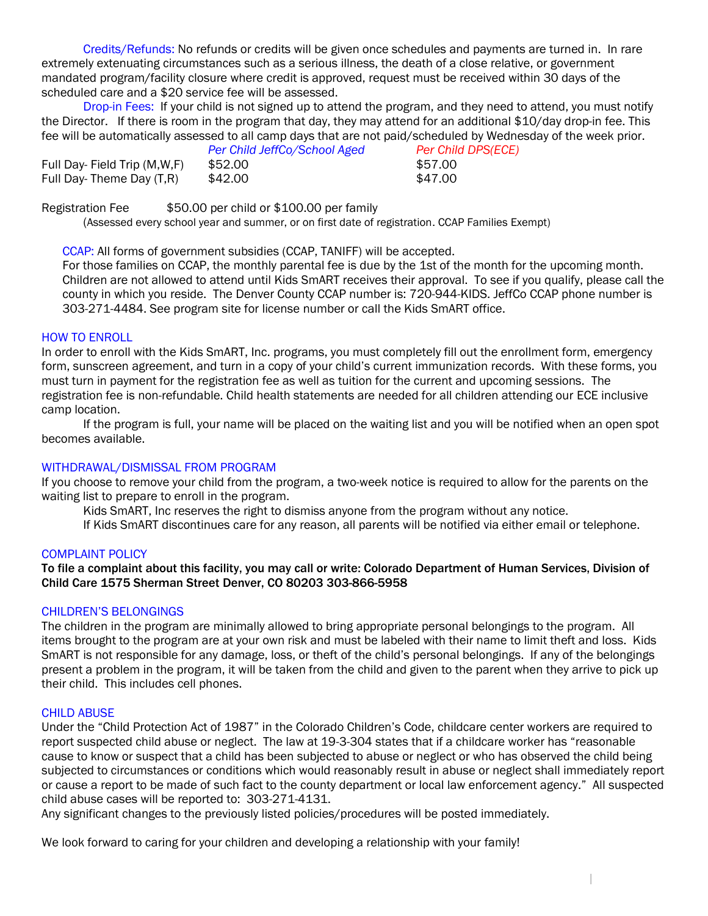Credits/Refunds: No refunds or credits will be given once schedules and payments are turned in. In rare extremely extenuating circumstances such as a serious illness, the death of a close relative, or government mandated program/facility closure where credit is approved, request must be received within 30 days of the scheduled care and a $20 service fee will be assessed.

Drop-in Fees: If your child is not signed up to attend the program, and they need to attend, you must notify the Director. If there is room in the program that day, they may attend for an additional $10/day drop-in fee. This fee will be automatically assessed to all camp days that are not paid/scheduled by Wednesday of the week prior.

| | *Per Child JeffCo/School Aged* | *Per Child DPS(ECE)* |
|---|---|---|
| Full Day- Field Trip (M,W,F) | $52.00 | $57.00 |
| Full Day- Theme Day (T,R) | $42.00 | $47.00 |

Registration Fee $50.00 per child or $100.00 per family
(Assessed every school year and summer, or on first date of registration. CCAP Families Exempt)

CCAP: All forms of government subsidies (CCAP, TANIFF) will be accepted.
For those families on CCAP, the monthly parental fee is due by the 1st of the month for the upcoming month. Children are not allowed to attend until Kids SmART receives their approval. To see if you qualify, please call the county in which you reside. The Denver County CCAP number is: 720-944-KIDS. JeffCo CCAP phone number is 303-271-4484. See program site for license number or call the Kids SmART office.

## HOW TO ENROLL

In order to enroll with the Kids SmART, Inc. programs, you must completely fill out the enrollment form, emergency form, sunscreen agreement, and turn in a copy of your child's current immunization records. With these forms, you must turn in payment for the registration fee as well as tuition for the current and upcoming sessions. The registration fee is non-refundable. Child health statements are needed for all children attending our ECE inclusive camp location.

If the program is full, your name will be placed on the waiting list and you will be notified when an open spot becomes available.

## WITHDRAWAL/DISMISSAL FROM PROGRAM

If you choose to remove your child from the program, a two-week notice is required to allow for the parents on the waiting list to prepare to enroll in the program.

Kids SmART, Inc reserves the right to dismiss anyone from the program without any notice.

If Kids SmART discontinues care for any reason, all parents will be notified via either email or telephone.

## COMPLAINT POLICY

**To file a complaint about this facility, you may call or write: Colorado Department of Human Services, Division of Child Care 1575 Sherman Street Denver, CO 80203 303-866-5958**

## CHILDREN'S BELONGINGS

The children in the program are minimally allowed to bring appropriate personal belongings to the program. All items brought to the program are at your own risk and must be labeled with their name to limit theft and loss. Kids SmART is not responsible for any damage, loss, or theft of the child's personal belongings. If any of the belongings present a problem in the program, it will be taken from the child and given to the parent when they arrive to pick up their child. This includes cell phones.

## CHILD ABUSE

Under the "Child Protection Act of 1987" in the Colorado Children's Code, childcare center workers are required to report suspected child abuse or neglect. The law at 19-3-304 states that if a childcare worker has "reasonable cause to know or suspect that a child has been subjected to abuse or neglect or who has observed the child being subjected to circumstances or conditions which would reasonably result in abuse or neglect shall immediately report or cause a report to be made of such fact to the county department or local law enforcement agency." All suspected child abuse cases will be reported to: 303-271-4131.

Any significant changes to the previously listed policies/procedures will be posted immediately.

We look forward to caring for your children and developing a relationship with your family!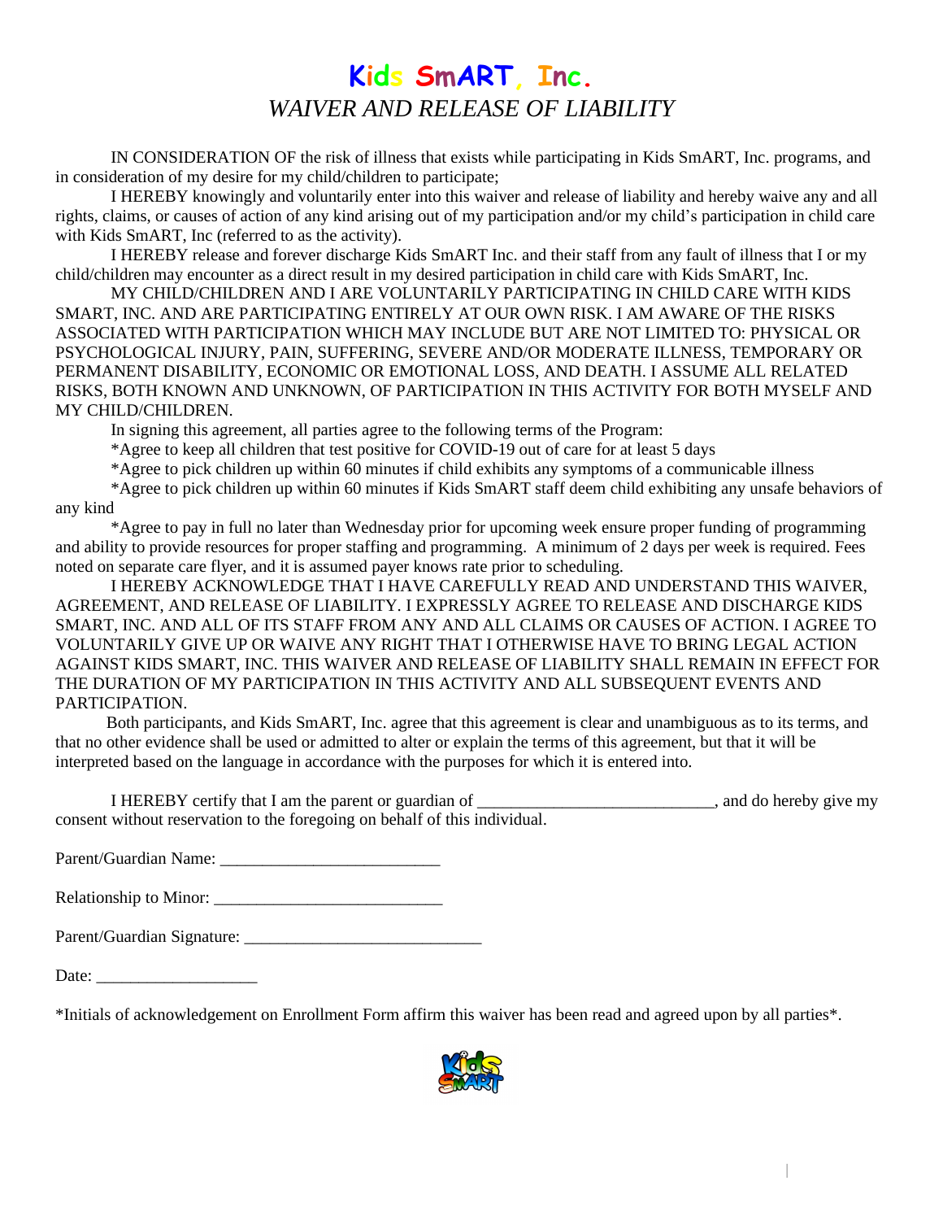# Kids SmART, Inc.

## *WAIVER AND RELEASE OF LIABILITY*

IN CONSIDERATION OF the risk of illness that exists while participating in Kids SmART, Inc. programs, and in consideration of my desire for my child/children to participate;

I HEREBY knowingly and voluntarily enter into this waiver and release of liability and hereby waive any and all rights, claims, or causes of action of any kind arising out of my participation and/or my child's participation in child care with Kids SmART, Inc (referred to as the activity).

I HEREBY release and forever discharge Kids SmART Inc. and their staff from any fault of illness that I or my child/children may encounter as a direct result in my desired participation in child care with Kids SmART, Inc.

MY CHILD/CHILDREN AND I ARE VOLUNTARILY PARTICIPATING IN CHILD CARE WITH KIDS SMART, INC. AND ARE PARTICIPATING ENTIRELY AT OUR OWN RISK. I AM AWARE OF THE RISKS ASSOCIATED WITH PARTICIPATION WHICH MAY INCLUDE BUT ARE NOT LIMITED TO: PHYSICAL OR PSYCHOLOGICAL INJURY, PAIN, SUFFERING, SEVERE AND/OR MODERATE ILLNESS, TEMPORARY OR PERMANENT DISABILITY, ECONOMIC OR EMOTIONAL LOSS, AND DEATH. I ASSUME ALL RELATED RISKS, BOTH KNOWN AND UNKNOWN, OF PARTICIPATION IN THIS ACTIVITY FOR BOTH MYSELF AND MY CHILD/CHILDREN.

In signing this agreement, all parties agree to the following terms of the Program:

*Agree to keep all children that test positive for COVID-19 out of care for at least 5 days

*Agree to pick children up within 60 minutes if child exhibits any symptoms of a communicable illness

*Agree to pick children up within 60 minutes if Kids SmART staff deem child exhibiting any unsafe behaviors of any kind

*Agree to pay in full no later than Wednesday prior for upcoming week ensure proper funding of programming and ability to provide resources for proper staffing and programming. A minimum of 2 days per week is required. Fees noted on separate care flyer, and it is assumed payer knows rate prior to scheduling.

I HEREBY ACKNOWLEDGE THAT I HAVE CAREFULLY READ AND UNDERSTAND THIS WAIVER, AGREEMENT, AND RELEASE OF LIABILITY. I EXPRESSLY AGREE TO RELEASE AND DISCHARGE KIDS SMART, INC. AND ALL OF ITS STAFF FROM ANY AND ALL CLAIMS OR CAUSES OF ACTION. I AGREE TO VOLUNTARILY GIVE UP OR WAIVE ANY RIGHT THAT I OTHERWISE HAVE TO BRING LEGAL ACTION AGAINST KIDS SMART, INC. THIS WAIVER AND RELEASE OF LIABILITY SHALL REMAIN IN EFFECT FOR THE DURATION OF MY PARTICIPATION IN THIS ACTIVITY AND ALL SUBSEQUENT EVENTS AND PARTICIPATION.

Both participants, and Kids SmART, Inc. agree that this agreement is clear and unambiguous as to its terms, and that no other evidence shall be used or admitted to alter or explain the terms of this agreement, but that it will be interpreted based on the language in accordance with the purposes for which it is entered into.

I HEREBY certify that I am the parent or guardian of ____________________________, and do hereby give my consent without reservation to the foregoing on behalf of this individual.

Parent/Guardian Name: __________________________

Relationship to Minor: ___________________________

Parent/Guardian Signature: ____________________________

Date: ___________________

*Initials of acknowledgement on Enrollment Form affirm this waiver has been read and agreed upon by all parties*.